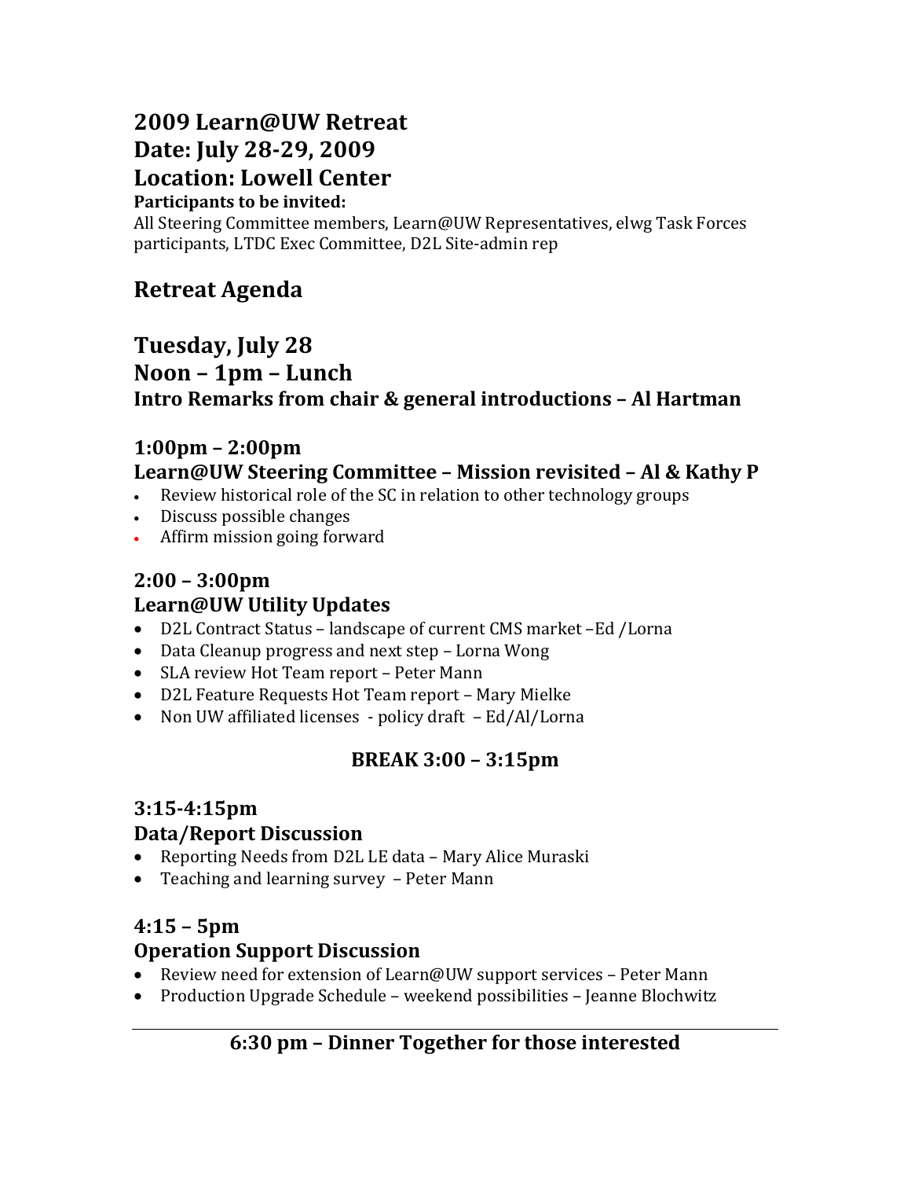# 2009 Learn@UW Retreat

# Date: July 28-29, 2009

# Location: Lowell Center

**Participants to be invited:**

All Steering Committee members, Learn@UW Representatives, elwg Task Forces participants, LTDC Exec Committee, D2L Site-admin rep

## Retreat Agenda

## Tuesday, July 28

## Noon – 1pm – Lunch

### Intro Remarks from chair & general introductions – Al Hartman

### 1:00pm – 2:00pm

### Learn@UW Steering Committee – Mission revisited – Al & Kathy P

- Review historical role of the SC in relation to other technology groups
- Discuss possible changes
- Affirm mission going forward

### 2:00 – 3:00pm

### Learn@UW Utility Updates

- D2L Contract Status – landscape of current CMS market –Ed /Lorna
- Data Cleanup progress and next step – Lorna Wong
- SLA review Hot Team report – Peter Mann
- D2L Feature Requests Hot Team report – Mary Mielke
- Non UW affiliated licenses - policy draft – Ed/Al/Lorna

**BREAK 3:00 – 3:15pm**

### 3:15-4:15pm

### Data/Report Discussion

- Reporting Needs from D2L LE data – Mary Alice Muraski
- Teaching and learning survey – Peter Mann

### 4:15 – 5pm

### Operation Support Discussion

- Review need for extension of Learn@UW support services – Peter Mann
- Production Upgrade Schedule – weekend possibilities – Jeanne Blochwitz

---

**6:30 pm – Dinner Together for those interested**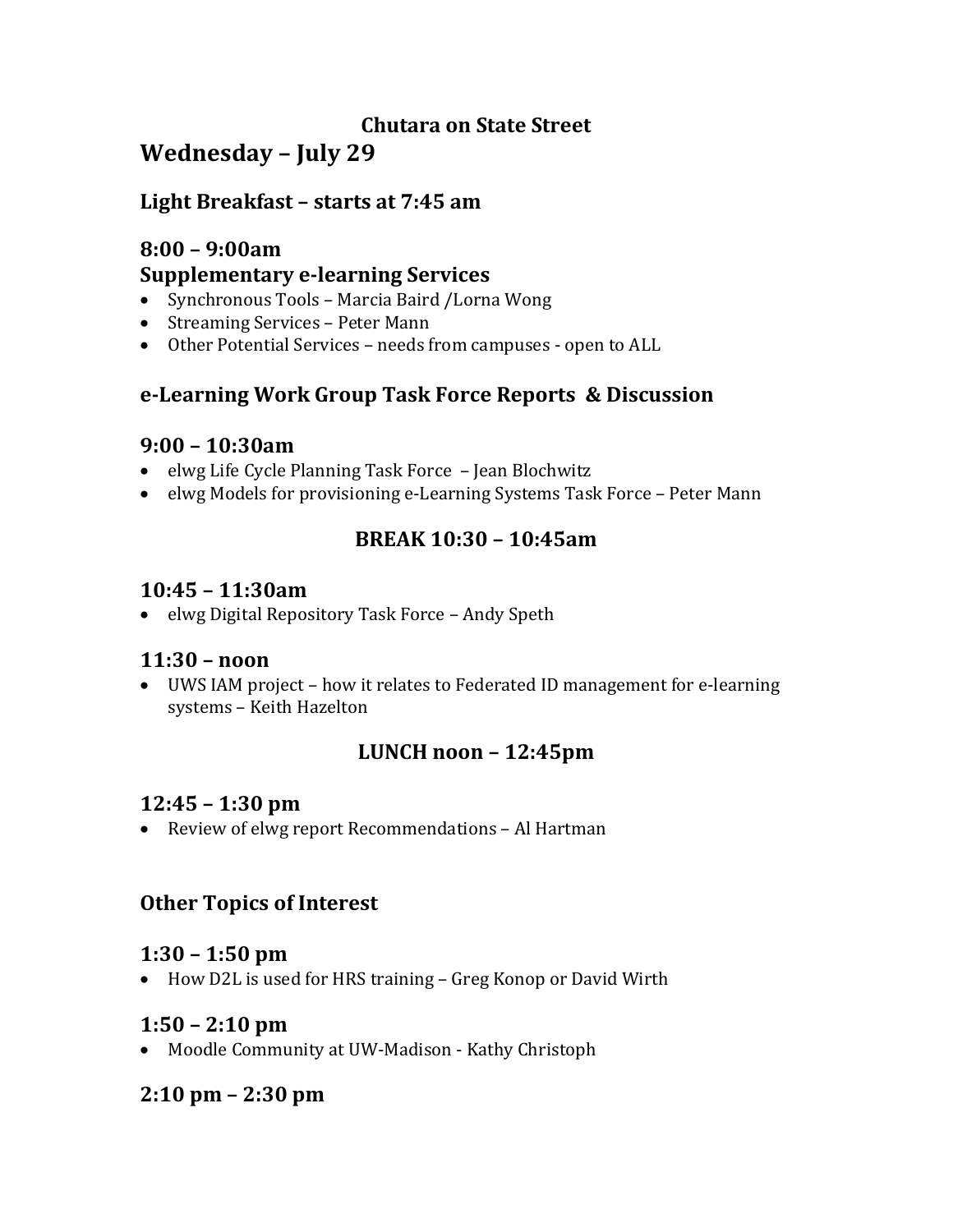**Chutara on State Street**

# Wednesday – July 29

### Light Breakfast – starts at 7:45 am

### 8:00 – 9:00am
### Supplementary e-learning Services

- Synchronous Tools – Marcia Baird /Lorna Wong
- Streaming Services – Peter Mann
- Other Potential Services – needs from campuses - open to ALL

## e-Learning Work Group Task Force Reports & Discussion

### 9:00 – 10:30am

- elwg Life Cycle Planning Task Force – Jean Blochwitz
- elwg Models for provisioning e-Learning Systems Task Force – Peter Mann

### BREAK 10:30 – 10:45am

### 10:45 – 11:30am

- elwg Digital Repository Task Force – Andy Speth

### 11:30 – noon

- UWS IAM project – how it relates to Federated ID management for e-learning systems – Keith Hazelton

### LUNCH noon – 12:45pm

### 12:45 – 1:30 pm

- Review of elwg report Recommendations – Al Hartman

## Other Topics of Interest

### 1:30 – 1:50 pm

- How D2L is used for HRS training – Greg Konop or David Wirth

### 1:50 – 2:10 pm

- Moodle Community at UW-Madison - Kathy Christoph

### 2:10 pm – 2:30 pm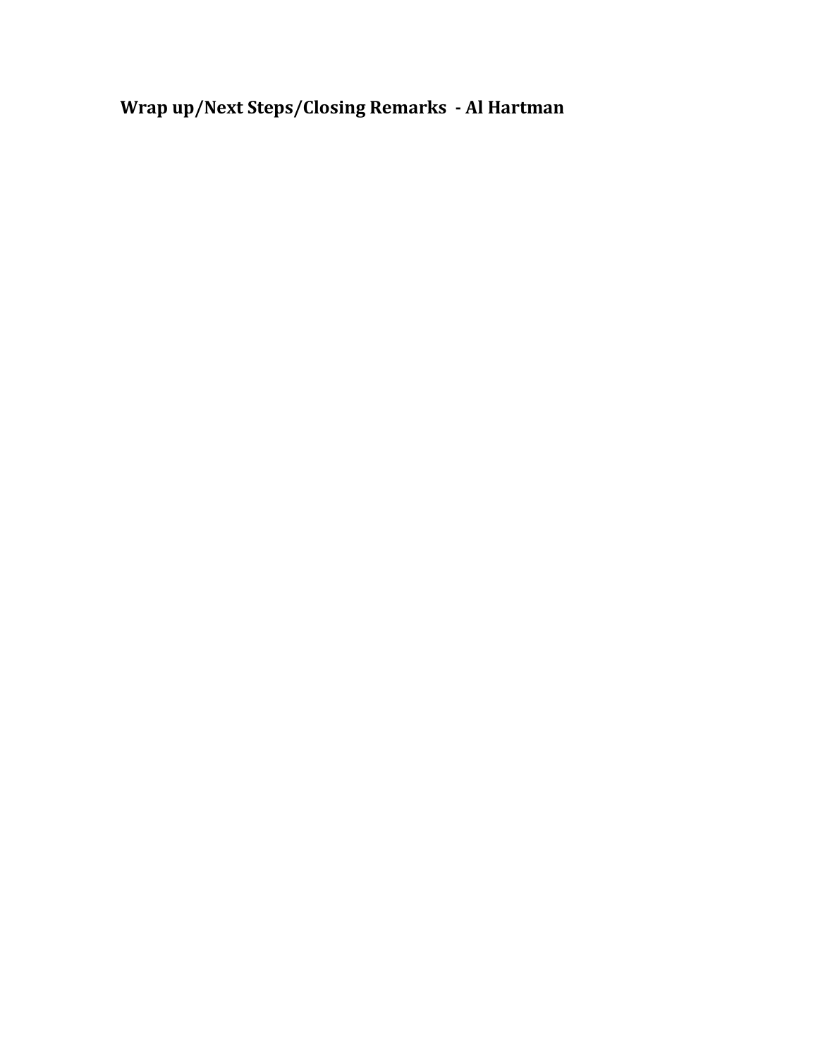## Wrap up/Next Steps/Closing Remarks - Al Hartman